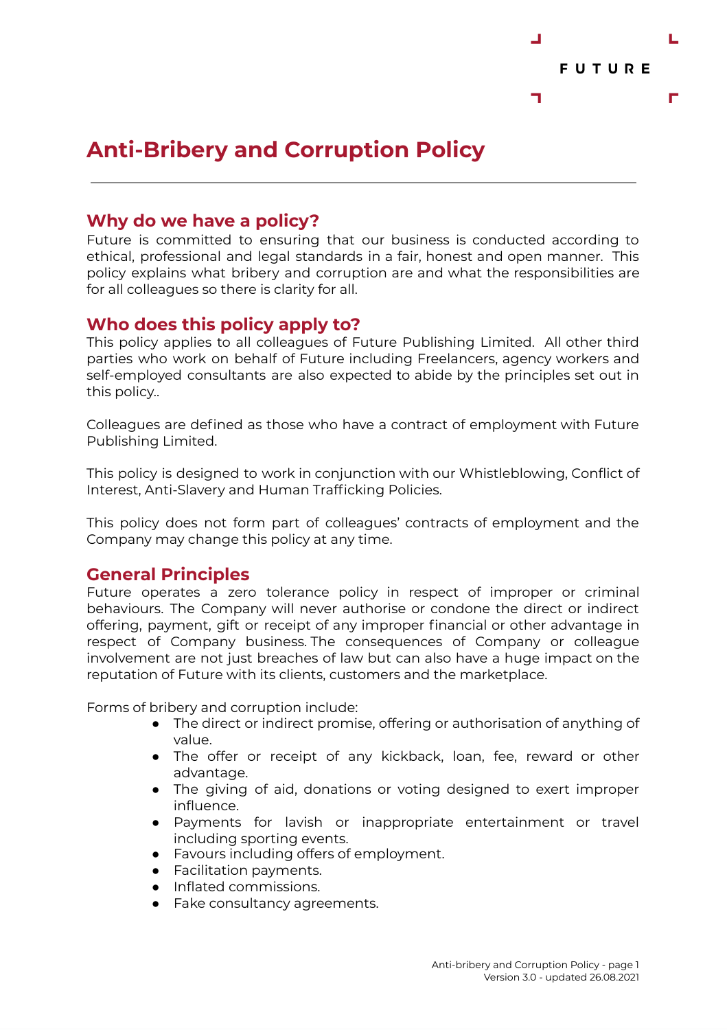# Anti-Bribery and Corruption Policy

## Why do we have a policy?

Future is committed to ensuring that our business is conducted according to ethical, professional and legal standards in a fair, honest and open manner. This policy explains what bribery and corruption are and what the responsibilities are for all colleagues so there is clarity for all.

## Who does this policy apply to?

This policy applies to all colleagues of Future Publishing Limited. All other third parties who work on behalf of Future including Freelancers, agency workers and self-employed consultants are also expected to abide by the principles set out in this policy..

Colleagues are defined as those who have a contract of employment with Future Publishing Limited.

This policy is designed to work in conjunction with our Whistleblowing, Conflict of Interest, Anti-Slavery and Human Trafficking Policies.

This policy does not form part of colleagues' contracts of employment and the Company may change this policy at any time.

## General Principles

Future operates a zero tolerance policy in respect of improper or criminal behaviours. The Company will never authorise or condone the direct or indirect offering, payment, gift or receipt of any improper financial or other advantage in respect of Company business. The consequences of Company or colleague involvement are not just breaches of law but can also have a huge impact on the reputation of Future with its clients, customers and the marketplace.

Forms of bribery and corruption include:

- The direct or indirect promise, offering or authorisation of anything of value.
- The offer or receipt of any kickback, loan, fee, reward or other advantage.
- The giving of aid, donations or voting designed to exert improper influence.
- Payments for lavish or inappropriate entertainment or travel including sporting events.
- Favours including offers of employment.
- Facilitation payments.
- Inflated commissions.
- Fake consultancy agreements.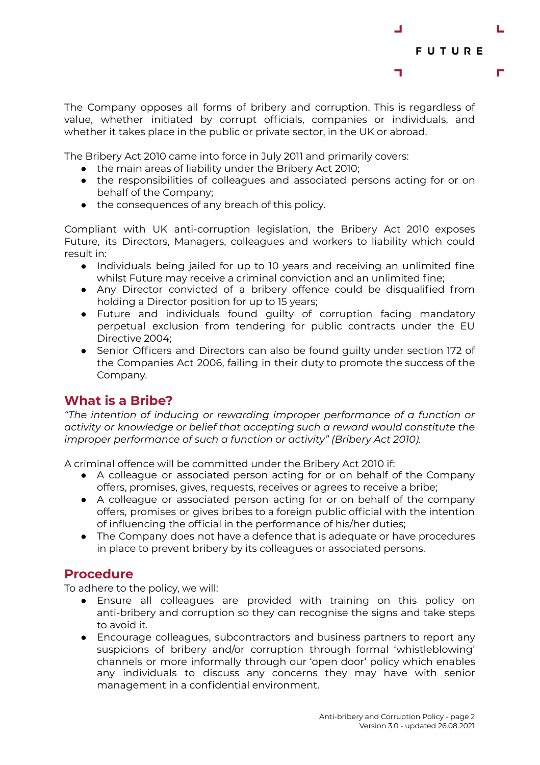The Company opposes all forms of bribery and corruption. This is regardless of value, whether initiated by corrupt officials, companies or individuals, and whether it takes place in the public or private sector, in the UK or abroad.

The Bribery Act 2010 came into force in July 2011 and primarily covers:

- the main areas of liability under the Bribery Act 2010;
- the responsibilities of colleagues and associated persons acting for or on behalf of the Company;
- the consequences of any breach of this policy.

Compliant with UK anti-corruption legislation, the Bribery Act 2010 exposes Future, its Directors, Managers, colleagues and workers to liability which could result in:

- Individuals being jailed for up to 10 years and receiving an unlimited fine whilst Future may receive a criminal conviction and an unlimited fine;
- Any Director convicted of a bribery offence could be disqualified from holding a Director position for up to 15 years;
- Future and individuals found guilty of corruption facing mandatory perpetual exclusion from tendering for public contracts under the EU Directive 2004;
- Senior Officers and Directors can also be found guilty under section 172 of the Companies Act 2006, failing in their duty to promote the success of the Company.

## What is a Bribe?

*"The intention of inducing or rewarding improper performance of a function or activity or knowledge or belief that accepting such a reward would constitute the improper performance of such a function or activity" (Bribery Act 2010).*

A criminal offence will be committed under the Bribery Act 2010 if:

- A colleague or associated person acting for or on behalf of the Company offers, promises, gives, requests, receives or agrees to receive a bribe;
- A colleague or associated person acting for or on behalf of the company offers, promises or gives bribes to a foreign public official with the intention of influencing the official in the performance of his/her duties;
- The Company does not have a defence that is adequate or have procedures in place to prevent bribery by its colleagues or associated persons.

## Procedure

To adhere to the policy, we will:

- Ensure all colleagues are provided with training on this policy on anti-bribery and corruption so they can recognise the signs and take steps to avoid it.
- Encourage colleagues, subcontractors and business partners to report any suspicions of bribery and/or corruption through formal 'whistleblowing' channels or more informally through our 'open door' policy which enables any individuals to discuss any concerns they may have with senior management in a confidential environment.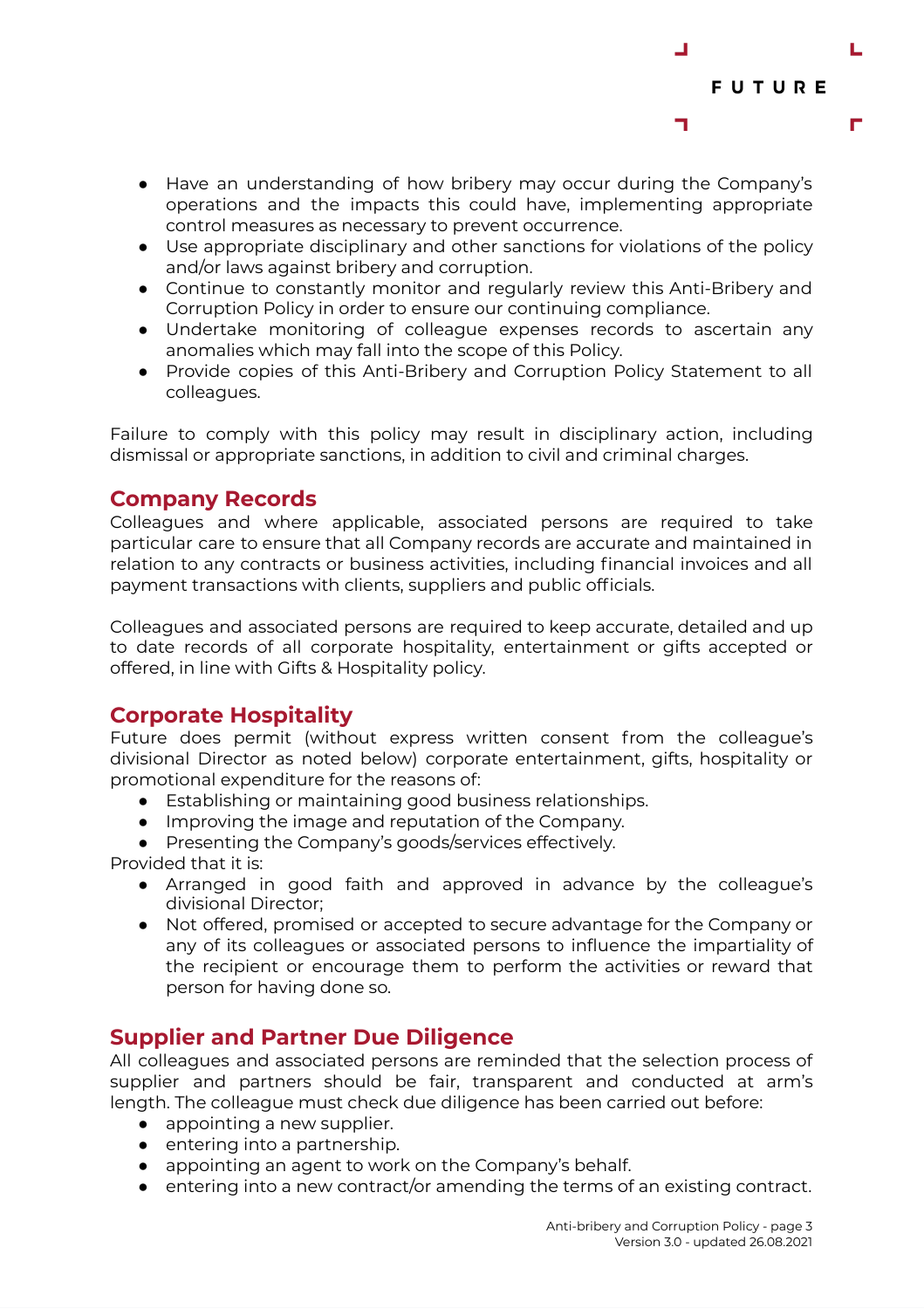- Have an understanding of how bribery may occur during the Company's operations and the impacts this could have, implementing appropriate control measures as necessary to prevent occurrence.
- Use appropriate disciplinary and other sanctions for violations of the policy and/or laws against bribery and corruption.
- Continue to constantly monitor and regularly review this Anti-Bribery and Corruption Policy in order to ensure our continuing compliance.
- Undertake monitoring of colleague expenses records to ascertain any anomalies which may fall into the scope of this Policy.
- Provide copies of this Anti-Bribery and Corruption Policy Statement to all colleagues.

Failure to comply with this policy may result in disciplinary action, including dismissal or appropriate sanctions, in addition to civil and criminal charges.

## Company Records

Colleagues and where applicable, associated persons are required to take particular care to ensure that all Company records are accurate and maintained in relation to any contracts or business activities, including financial invoices and all payment transactions with clients, suppliers and public officials.

Colleagues and associated persons are required to keep accurate, detailed and up to date records of all corporate hospitality, entertainment or gifts accepted or offered, in line with Gifts & Hospitality policy.

## Corporate Hospitality

Future does permit (without express written consent from the colleague's divisional Director as noted below) corporate entertainment, gifts, hospitality or promotional expenditure for the reasons of:

- Establishing or maintaining good business relationships.
- Improving the image and reputation of the Company.
- Presenting the Company's goods/services effectively.

Provided that it is:

- Arranged in good faith and approved in advance by the colleague's divisional Director;
- Not offered, promised or accepted to secure advantage for the Company or any of its colleagues or associated persons to influence the impartiality of the recipient or encourage them to perform the activities or reward that person for having done so.

## Supplier and Partner Due Diligence

All colleagues and associated persons are reminded that the selection process of supplier and partners should be fair, transparent and conducted at arm's length. The colleague must check due diligence has been carried out before:

- appointing a new supplier.
- entering into a partnership.
- appointing an agent to work on the Company's behalf.
- entering into a new contract/or amending the terms of an existing contract.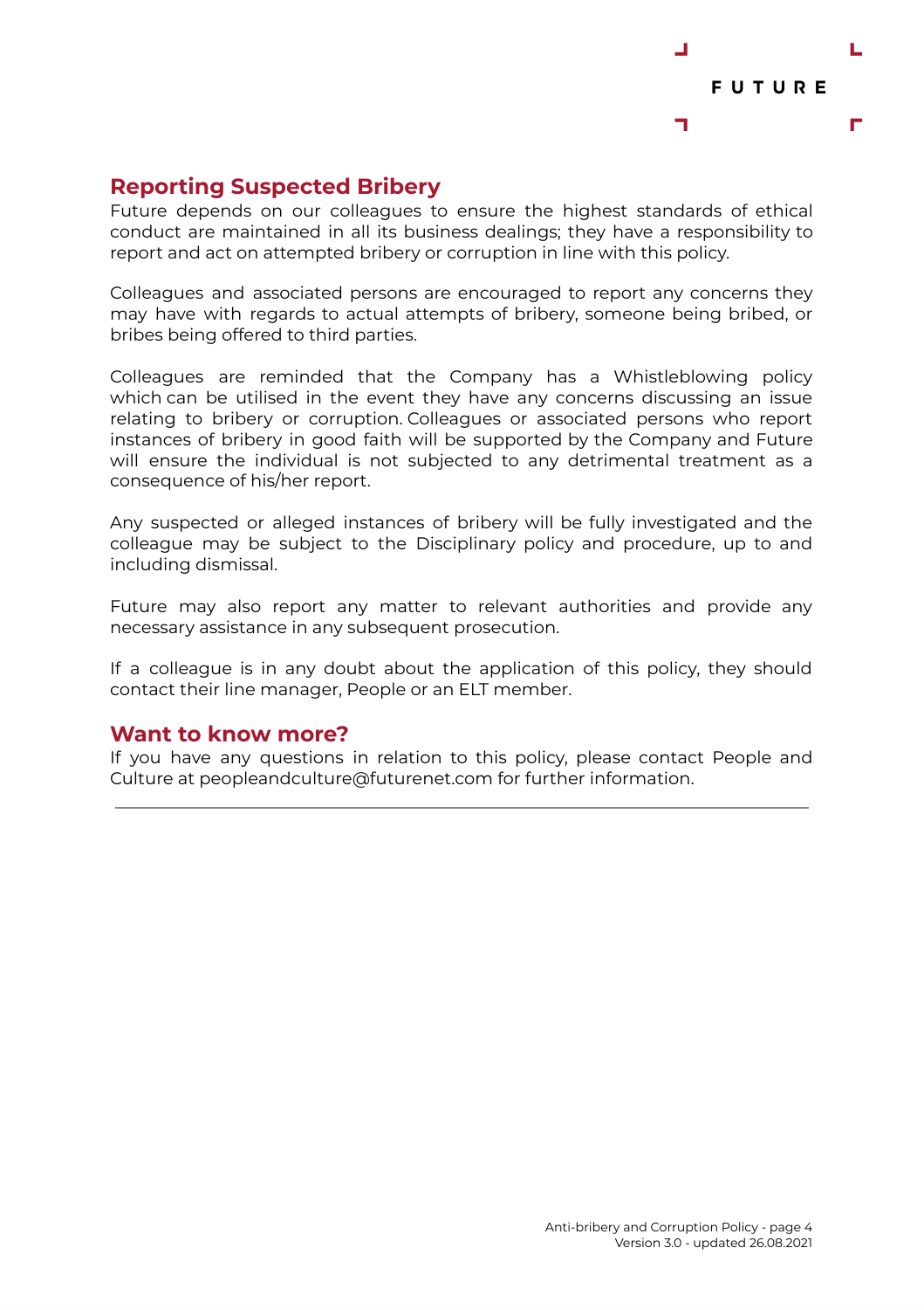## Reporting Suspected Bribery

Future depends on our colleagues to ensure the highest standards of ethical conduct are maintained in all its business dealings; they have a responsibility to report and act on attempted bribery or corruption in line with this policy.

Colleagues and associated persons are encouraged to report any concerns they may have with regards to actual attempts of bribery, someone being bribed, or bribes being offered to third parties.

Colleagues are reminded that the Company has a Whistleblowing policy which can be utilised in the event they have any concerns discussing an issue relating to bribery or corruption. Colleagues or associated persons who report instances of bribery in good faith will be supported by the Company and Future will ensure the individual is not subjected to any detrimental treatment as a consequence of his/her report.

Any suspected or alleged instances of bribery will be fully investigated and the colleague may be subject to the Disciplinary policy and procedure, up to and including dismissal.

Future may also report any matter to relevant authorities and provide any necessary assistance in any subsequent prosecution.

If a colleague is in any doubt about the application of this policy, they should contact their line manager, People or an ELT member.

## Want to know more?

If you have any questions in relation to this policy, please contact People and Culture at peopleandculture@futurenet.com for further information.

---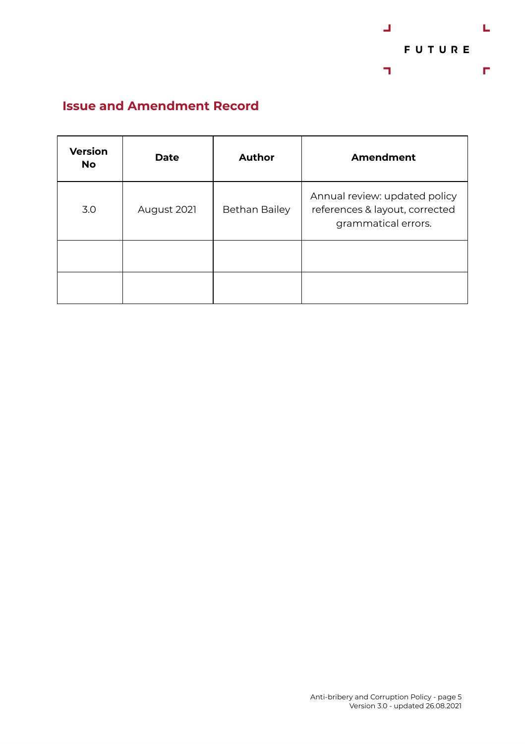## Issue and Amendment Record

| Version No | Date | Author | Amendment |
| --- | --- | --- | --- |
| 3.0 | August 2021 | Bethan Bailey | Annual review: updated policy references & layout, corrected grammatical errors. |
| | | | |
| | | | |